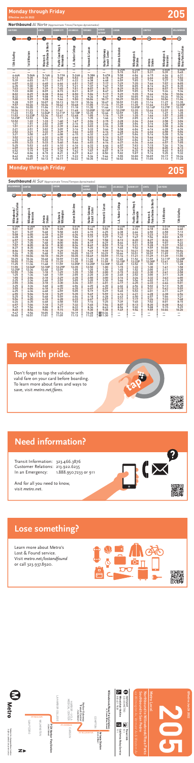# Monday through Friday

Effective Jun 26 2022

# 205

## Northbound *Al Norte (Approximate Times/Tiempos Aproximados)*

| SAN PEDRO | | LOMITA | HARBOR CITY | LOS ANGELES | TORRANCE | HARBOR GATEWAY | CARSON | | COMPTON | WILLOWBROOK | |
|---|---|---|---|---|---|---|---|---|---|---|---|
| 1 | 2 | 3 | 4 | 5 | 6 | 7 | 8 | 9 | 10 | 11 | 12 |
| 13th & Gaffey | 1st & Western | Western & Palos Verdes Dr North | Pacific Coast Hwy & Vermont | L.A. Harbor College | Vermont & Carson | Harbor Gateway Transit Center | Del Amo & Avalon | Wilmington & Del Amo | Artesia Station | Wilmington & Rosecrans | Willowbrook/Rosa Parks Station |
| — | — | — | — | — | — | — | 5:15A | 5:21A | 5:31A | 5:39A | 5:45A |
| 4:44A | 5:06A | 5:14A | 5:19A | 5:24A | 5:38A | 5:47A | 5:58 | 6:04 | 6:14 | 6:25 | 6:31 |
| 5:13 | 5:35 | 5:43 | 5:48 | 5:53 | 6:08 | 6:18 | 6:29 | 6:35 | 6:45 | 6:55 | 7:02 |
| 5:39 | 6:03 | 6:11 | 6:17 | 6:22 | 6:38 | 6:48 | 6:59 | 7:05 | 7:16 | 7:27 | 7:35 |
| 6:07 | 6:32 | 6:40 | 6:46 | 6:51 | 7:07 | 7:17 | 7:29 | 7:35 | 7:46 | 7:57 | 8:05 |
| 6:35 | 7:00 | 7:09 | 7:15 | 7:21 | 7:37 | 7:47 | 7:59 | 8:05 | 8:16 | 8:27 | 8:35 |
| 7:03 | 7:28 | 7:37 | 7:43 | 7:51 | 8:07 | 8:17 | 8:29 | 8:35 | 8:46 | 8:57 | 9:05 |
| 7:33 | 8:00 | 8:09 | 8:15 | 8:21 | 8:37 | 8:47 | 8:59 | 9:05 | 9:16 | 9:27 | 9:34 |
| 8:02 | 8:29 | 8:38 | 8:44 | 8:50 | 9:06 | 9:17 | 9:29 | 9:35 | 9:46 | 9:56 | 10:04 |
| 8:33 | 8:59 | 9:08 | 9:14 | 9:20 | 9:36 | 9:47 | 9:59 | 10:05 | 10:16 | 10:26 | 10:34 |
| 9:00 | 9:29 | 9:38 | 9:44 | 9:50 | 10:06 | 10:17 | 10:29 | 10:35 | 10:46 | 10:56 | 11:04 |
| 9:28 | 9:57 | 10:07 | 10:13 | 10:19 | 10:36 | 10:47 | 10:59 | 11:05 | 11:16 | 11:27 | 11:35 |
| 9:57 | 10:26 | 10:36 | 10:42 | 10:48 | 11:05 | 11:16 | 11:29 | 11:35 | 11:46 | 11:57 | 12:05P |
| 10:26 | 10:55 | 11:06 | 11:12 | 11:18 | 11:35 | 11:46 | 11:59 | 12:05P | 12:16P | 12:27P | 12:35 |
| 10:54 | 11:23 | 11:34 | 11:41 | 11:48 | 12:05P | 12:16P | 12:29P | 12:35 | 12:46 | 12:57 | 1:05 |
| 11:23 | 11:53 | 12:04P | 12:11P | 12:18P | 12:35 | 12:46 | 12:59 | 1:05 | 1:16 | 1:27 | 1:35 |
| 11:53 | 12:23P | 12:34 | 12:41 | 12:48 | 1:05 | 1:16 | 1:29 | 1:35 | 1:46 | 1:57 | 2:05 |
| 12:22P | 12:53 | 1:04 | 1:11 | 1:18 | 1:35 | 1:46 | 1:59 | 2:05 | 2:16 | 2:27 | 2:35 |
| 12:52 | 1:22 | 1:33 | 1:40 | 1:47 | 2:04 | 2:16 | 2:28 | 2:34 | 2:46 | 2:58 | 3:06 |
| 1:21 | 1:51 | 2:02 | 2:09 | 2:16 | 2:33 | 2:45 | 2:58 | 3:04 | 3:16 | 3:28 | 3:36 |
| 1:51 | 2:21 | 2:32 | 2:39 | 2:46 | 3:03 | 3:15 | 3:28 | 3:34 | 3:46 | 3:58 | 4:06 |
| 2:21 | 2:51 | 3:02 | 3:09 | 3:16 | 3:33 | 3:46 | 3:58 | 4:04 | 4:16 | 4:28 | 4:36 |
| 2:51 | 3:21 | 3:32 | 3:39 | 3:46 | 4:03 | 4:16 | 4:28 | 4:34 | 4:46 | 4:58 | 5:06 |
| 3:21 | 3:50 | 4:01 | 4:08 | 4:15 | 4:32 | 4:45 | 4:57 | 5:04 | 5:16 | 5:28 | 5:36 |
| 3:52 | 4:21 | 4:32 | 4:39 | 4:46 | 5:03 | 5:16 | 5:27 | 5:34 | 5:46 | 5:58 | 6:06 |
| 4:22 | 4:52 | 5:03 | 5:10 | 5:16 | 5:33 | 5:46 | 5:57 | 6:04 | 6:16 | 6:27 | 6:35 |
| 4:53 | 5:23 | 5:33 | 5:40 | 5:46 | 6:03 | 6:15 | 6:27 | 6:33 | 6:46 | 6:57 | 7:05 |
| 5:25 | 5:53 | 6:03 | 6:10 | 6:16 | 6:33 | 6:44 | 6:57 | 7:03 | 7:15 | 7:26 | 7:34 |
| 6:01 | 6:28 | 6:38 | 6:44 | 6:50 | 7:06 | 7:17 | 7:29 | 7:34 | 7:45 | 7:55 | 8:03 |
| 6:52 | 7:19 | 7:29 | 7:36 | 7:42 | 7:57 | 8:07 | 8:19 | 8:25 | 8:35 | 8:45 | 8:53 |
| 7:42 | 8:06 | 8:15 | 8:21 | 8:27 | 8:41 | 8:50 | 9:02 | 9:07 | 9:16 | 9:25 | 9:32 |
| 8:42 | 9:05 | 9:14 | 9:19 | 9:25 | 9:38 | 9:47 | 9:59 | 10:04 | 10:12 | 10:21 | 10:28 |
| 9:45 | 10:07 | 10:13 | 10:17 | 10:22 | 10:35 | 10:42 | 10:52 | 10:56 | 11:05 | 11:13 | 11:20 |

# Monday through Friday

# 205

## Southbound *Al Sur (Approximate Times/Tiempos Aproximados)*

| WILLOWBROOK | COMPTON | | CARSON | | HARBOR GATEWAY | TORRANCE | LOS ANGELES | HARBOR CITY | LOMITA | SAN PEDRO | |
|---|---|---|---|---|---|---|---|---|---|---|---|
| 12 | 11 | 10 | 9 | 8 | 7 | 6 | 5 | 4 | 3 | 2 | 1 |
| Willowbrook/Rosa Parks Station | Wilmington & Rosecrans | Artesia Station | Del Amo & Wilmington | Avalon & Del Amo | Harbor Gateway Transit Center | Vermont & Carson | L.A. Harbor College | Pacific Coast Hwy & Vermont | Western & Palos Verdes Dr North | 1st & Western | 13th & Gaffey |
| 4:36A | 4:50A | 4:57A | 5:03A | 5:07A | 5:12A | 5:21A | 5:33A | 5:38A | 5:44A | 5:51A | 5:58A |
| 5:01 | 5:07 | 5:18 | 5:28 | 5:33 | 5:44 | 5:53 | 6:06 | 6:12 | 6:18 | 6:26 | 6:40 |
| 5:31 | 5:37 | 5:48 | 5:58 | 6:03 | 6:15 | 6:25 | 6:38 | 6:44 | 6:50 | 6:58 | 7:13 |
| 5:58 | 6:05 | 6:18 | 6:29 | 6:34 | 6:45 | 6:56 | 7:10 | 7:16 | 7:23 | 7:31 | 7:46 |
| 6:28 | 6:35 | 6:48 | 6:59 | 7:04 | 7:17 | 7:27 | 7:41 | 7:47 | 7:54 | 8:02 | 8:17 |
| 6:57 | 7:05 | 7:18 | 7:30 | 7:35 | 7:48 | 7:58 | 8:13 | 8:20 | 8:27 | 8:36 | 8:51 |
| 7:27 | 7:35 | 7:48 | 8:00 | 8:06 | 8:19 | 8:29 | 8:44 | 8:51 | 8:58 | 9:07 | 9:22 |
| 7:57 | 8:05 | 8:18 | 8:30 | 8:36 | 8:49 | 8:59 | 9:14 | 9:21 | 9:28 | 9:37 | 9:52 |
| 8:27 | 8:35 | 8:48 | 9:00 | 9:06 | 9:20 | 9:30 | 9:45 | 9:52 | 9:59 | 10:08 | 10:24 |
| 8:56 | 9:05 | 9:18 | 9:29 | 9:35 | 9:49 | 9:59 | 10:14 | 10:21 | 10:29 | 10:38 | 10:54 |
| 9:26 | 9:35 | 9:48 | 9:59 | 10:05 | 10:19 | 10:29 | 10:44 | 10:51 | 10:59 | 11:09 | 11:25 |
| 9:55 | 10:04 | 10:18 | 10:29 | 10:35 | 10:49 | 10:59 | 11:14 | 11:21 | 11:29 | 11:39 | 11:55 |
| 10:25 | 10:34 | 10:48 | 10:59 | 11:05 | 11:20 | 11:30 | 11:45 | 11:52 | 11:59 | 12:11P | 12:28P |
| 10:55 | 11:04 | 11:18 | 11:29 | 11:35 | 11:50 | 12:00P | 12:15P | 12:22P | 12:30P | 12:41 | 12:58 |
| 11:25 | 11:34 | 11:48 | 11:59 | 12:05P | 12:20P | 12:30 | 12:45 | 12:52 | 1:00 | 1:11 | 1:28 |
| 11:55 | 12:04P | 12:18P | 12:29P | 12:35 | 12:50 | 1:00 | 1:15 | 1:22 | 1:30 | 1:41 | 1:58 |
| 12:25P | 12:34 | 12:48 | 12:59 | 1:05 | 1:20 | 1:30 | 1:45 | 1:52 | 2:00 | 2:11 | 2:28 |
| 12:55 | 1:04 | 1:18 | 1:29 | 1:35 | 1:50 | 2:00 | 2:15 | 2:22 | 2:30 | 2:41 | 2:58 |
| 1:25 | 1:34 | 1:48 | 1:59 | 2:05 | 2:20 | 2:30 | 2:45 | 2:52 | 3:00 | 3:11 | 3:28 |
| 1:55 | 2:04 | 2:18 | 2:29 | 2:35 | 2:50 | 3:00 | 3:15 | 3:22 | 3:30 | 3:41 | 3:58 |
| 2:25 | 2:34 | 2:48 | 2:59 | 3:05 | 3:20 | 3:30 | 3:45 | 3:52 | 4:02 | 4:13 | 4:30 |
| 2:55 | 3:04 | 3:18 | 3:30 | 3:36 | 3:51 | 4:01 | 4:16 | 4:23 | 4:33 | 4:44 | 5:01 |
| 3:25 | 3:34 | 3:48 | 4:00 | 4:06 | 4:20 | 4:30 | 4:46 | 4:54 | 5:02 | 5:13 | 5:30 |
| 3:55 | 4:04 | 4:18 | 4:29 | 4:35 | 4:50 | 5:00 | 5:16 | 5:24 | 5:32 | 5:42 | 5:59 |
| 4:25 | 4:34 | 4:48 | 4:59 | 5:05 | 5:19 | 5:29 | 5:45 | 5:53 | 6:01 | 6:11 | 6:27 |
| 4:55 | 5:04 | 5:18 | 5:29 | 5:35 | 5:49 | 5:58 | 6:14 | 6:21 | 6:28 | 6:38 | 6:54 |
| 5:25 | 5:34 | 5:48 | 5:59 | 6:05 | 6:18 | 6:28 | 6:43 | 6:50 | 6:57 | 7:06 | 7:21 |
| 5:55 | 6:04 | 6:18 | 6:29 | 6:35 | 6:48 | 6:57 | 7:12 | 7:19 | 7:26 | 7:33 | 7:48 |
| 6:26 | 6:35 | 6:48 | 6:58 | 7:03 | 7:16 | 7:25 | 7:39 | 7:45 | 7:52 | 8:01 | 8:15 |
| 6:57 | 7:05 | 7:18 | 7:27 | 7:32 | 7:45 | 7:54 | 8:07 | 8:13 | 8:20 | 8:28 | 8:42 |
| 7:47 | 7:56 | 8:08 | 8:17 | 8:22 | 8:34 | 8:43 | 8:56 | 9:02 | 9:08 | 9:15 | 9:29 |
| 8:45 | 8:54 | 9:06 | 9:15 | 9:20 | 9:30 | 9:38 | 9:49 | 9:54 | 9:59 | 10:06 | 10:20 |
| 9:47 | 9:56 | 10:05 | 10:14 | 10:19 | 10:28 | 10:36 | — | — | — | — | — |
| 10:45 | 10:51 | 11:01 | 11:09 | 11:13 | 11:22 | 11:30 | — | — | — | — | — |

## Tap with pride.

Don't forget to tap the validator with valid fare on your card before boarding. To learn more about fares and ways to save, visit *metro.net/fares*.

## Need information?

Transit Information: 323.466.3876
Customer Relations: 213.922.6235
In an Emergency: 1.888.950.7233 or 911

And for all you need to know, visit *metro.net*.

## Lose something?

Learn more about Metro's Lost & Found service. Visit *metro.net/lostandfound* or call 323.937.8920.

# Metro Local 205

Northbound to Willowbrook/Rosa Parks Station
Southbound to San Pedro

Effective Jun 26 2022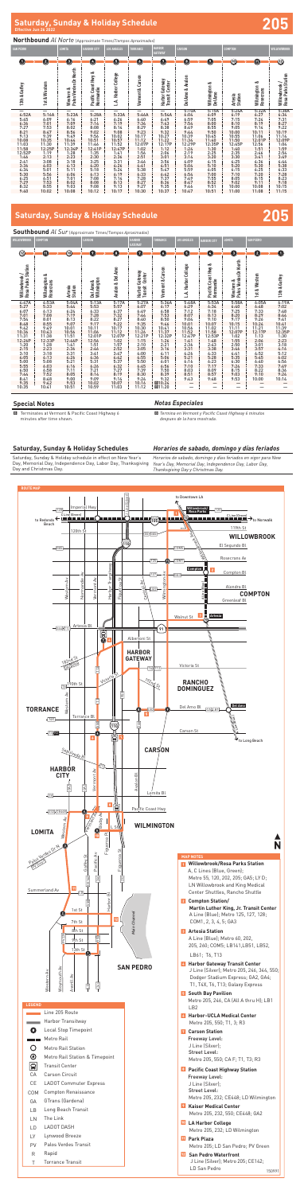# Saturday, Sunday & Holiday Schedule

Effective Jun 26 2022

## Northbound *Al Norte (Approximate Times/Tiempos Aproximados)*

| SAN PEDRO | | LOMITA | HARBOR CITY | LOS ANGELES | TORRANCE | HARBOR GATEWAY | CARSON | | COMPTON | | WILLOWBROOK |
|---|---|---|---|---|---|---|---|---|---|---|---|
| 1 | 2 | 3 | 4 | 5 | 6 | 7 | 8 | 9 | 10 | 11 | 12 |
| 13th & Gaffey | 1st & Western | Western & Palos Verdes Dr North | Pacific Coast Hwy & Normandie | L.A. Harbor College | Vermont & Carson | Harbor Gateway Transit Center | Del Amo & Avalon | Wilmington & Del Amo | Artesia Station | Wilmington & Rosecrans | Willowbrook / Rosa Parks Station |
| 4:52A | 5:16A | 5:23A | 5:28A | 5:33A | 5:44A | 5:54A | 6:04 | 6:09 | 6:19 | 6:27 | 6:34 |
| 5:45 | 6:09 | 6:16 | 6:21 | 6:26 | 6:40 | 6:49 | 6:59 | 7:05 | 7:15 | 7:24 | 7:31 |
| 6:36 | 7:01 | 7:09 | 7:14 | 7:19 | 7:36 | 7:43 | 7:54 | 8:00 | 8:10 | 8:19 | 8:27 |
| 7:27 | 7:53 | 8:03 | 8:08 | 8:14 | 8:29 | 8:38 | 8:49 | 8:55 | 9:05 | 9:14 | 9:22 |
| 8:21 | 8:47 | 8:56 | 9:02 | 9:08 | 9:23 | 9:32 | 9:44 | 9:50 | 10:00 | 10:11 | 10:19 |
| 9:13 | 9:39 | 9:49 | 9:56 | 10:02 | 10:17 | 10:27 | 10:39 | 10:45 | 10:55 | 11:06 | 11:14 |
| 10:08 | 10:35 | 10:46 | 10:51 | 10:57 | 11:12 | 11:22 | 11:34 | 11:40 | 11:50 | 12:01P | 12:09P |
| 11:03 | 11:30 | 11:39 | 11:46 | 11:52 | 12:07P | 12:17P | 12:29P | 12:35P | 12:45P | 12:56 | 1:04 |
| 11:58 | 12:25P | 12:34P | 12:41P | 12:47P | 1:02 | 1:12 | 1:24 | 1:30 | 1:40 | 1:51 | 1:59 |
| 12:52P | 1:19 | 1:28 | 1:35 | 1:41 | 1:56 | 2:06 | 2:19 | 2:25 | 2:35 | 2:46 | 2:54 |
| 1:46 | 2:13 | 2:23 | 2:30 | 2:36 | 2:51 | 3:01 | 3:14 | 3:20 | 3:30 | 3:41 | 3:49 |
| 2:41 | 3:08 | 3:18 | 3:25 | 3:31 | 3:46 | 3:56 | 4:09 | 4:15 | 4:25 | 4:36 | 4:44 |
| 3:38 | 4:04 | 4:13 | 4:20 | 4:26 | 4:41 | 4:51 | 5:04 | 5:10 | 5:20 | 5:30 | 5:38 |
| 4:34 | 5:01 | 5:11 | 5:18 | 5:24 | 5:38 | 5:47 | 5:59 | 6:05 | 6:15 | 6:25 | 6:33 |
| 5:30 | 5:56 | 6:06 | 6:13 | 6:19 | 6:33 | 6:42 | 6:54 | 7:00 | 7:10 | 7:20 | 7:28 |
| 6:31 | 6:57 | 7:06 | 7:13 | 7:18 | 7:32 | 7:40 | 7:51 | 7:57 | 8:05 | 8:15 | 8:23 |
| 7:29 | 7:53 | 8:02 | 8:08 | 8:13 | 8:27 | 8:36 | 8:47 | 8:52 | 9:02 | 9:11 | 9:18 |
| 8:32 | 8:55 | 9:03 | 9:08 | 9:13 | 9:27 | 9:35 | 9:46 | 9:51 | 10:00 | 10:08 | 10:15 |
| 9:40 | 10:02 | 10:08 | 10:12 | 10:17 | 10:30 | 10:37 | 10:47 | 10:51 | 11:00 | 11:08 | 11:15 |

# Saturday, Sunday & Holiday Schedule

## Southbound *Al Sur (Approximate Times/Tiempos Aproximados)*

| WILLOWBROOK | COMPTON | | CARSON | | HARBOR GATEWAY | TORRANCE | LOS ANGELES | HARBOR CITY | LOMITA | SAN PEDRO | |
|---|---|---|---|---|---|---|---|---|---|---|---|
| 12 | 11 | 10 | 9 | 8 | 7 | 6 | 5 | 4 | 3 | 2 | 1 |
| Willowbrook / Rosa Parks Station | Wilmington & Rosecrans | Artesia Station | Del Amo & Wilmington | Avalon & Del Amo | Harbor Gateway Transit Center | Vermont & Carson | L.A. Harbor College | Pacific Coast Hwy & Normandie | Western & Palos Verdes Dr North | 1st & Western | 13th & Gaffey |
| 4:47A | 4:53A | 5:04A | 5:13A | 5:17A | 5:27A | 5:36A | 5:48A | 5:53A | 5:58A | 6:05A | 6:19A |
| 5:27 | 5:33 | 5:44 | 5:53 | 5:57 | 6:07 | 6:17 | 6:29 | 6:34 | 6:40 | 6:48 | 7:02 |
| 6:07 | 6:13 | 6:24 | 6:33 | 6:37 | 6:49 | 6:59 | 7:12 | 7:18 | 7:25 | 7:33 | 7:48 |
| 7:01 | 7:08 | 7:19 | 7:28 | 7:32 | 7:44 | 7:53 | 8:07 | 8:13 | 8:20 | 8:29 | 8:44 |
| 7:54 | 8:01 | 8:13 | 8:22 | 8:27 | 8:40 | 8:50 | 9:04 | 9:10 | 9:17 | 9:26 | 9:41 |
| 8:48 | 8:55 | 9:07 | 9:17 | 9:22 | 9:35 | 9:46 | 10:01 | 10:07 | 10:15 | 10:26 | 10:41 |
| 9:42 | 9:49 | 10:01 | 10:11 | 10:17 | 10:30 | 10:41 | 10:56 | 11:02 | 11:11 | 11:21 | 11:37 |
| 10:36 | 10:43 | 10:56 | 11:06 | 11:12 | 11:26 | 11:37 | 11:52 | 11:58 | 12:07P | 12:17P | 12:33P |
| 11:31 | 11:38 | 11:51 | 12:01P | 12:07P | 12:21P | 12:32P | 12:47P | 12:53P | 1:02 | 1:13 | 1:30 |
| 12:26P | 12:33P | 12:46P | 12:56 | 1:02 | 1:15 | 1:26 | 1:41 | 1:48 | 1:55 | 2:06 | 2:23 |
| 1:20 | 1:28 | 1:41 | 1:51 | 1:57 | 2:10 | 2:21 | 2:36 | 2:43 | 2:50 | 3:01 | 3:18 |
| 2:15 | 2:23 | 2:36 | 2:46 | 2:52 | 3:05 | 3:16 | 3:31 | 3:38 | 3:46 | 3:57 | 4:14 |
| 3:10 | 3:18 | 3:31 | 3:41 | 3:47 | 4:00 | 4:11 | 4:26 | 4:33 | 4:41 | 4:52 | 5:12 |
| 4:05 | 4:13 | 4:26 | 4:36 | 4:42 | 4:55 | 5:06 | 5:21 | 5:28 | 5:35 | 5:45 | 6:02 |
| 5:00 | 5:08 | 5:21 | 5:31 | 5:37 | 5:50 | 6:01 | 6:16 | 6:23 | 6:30 | 6:40 | 6:56 |
| 5:55 | 6:03 | 6:16 | 6:26 | 6:32 | 6:45 | 6:56 | 7:10 | 7:17 | 7:24 | 7:33 | 7:49 |
| 6:50 | 6:58 | 7:11 | 7:21 | 7:27 | 7:39 | 7:50 | 8:03 | 8:09 | 8:15 | 8:22 | 8:36 |
| 7:44 | 7:52 | 8:05 | 8:14 | 8:19 | 8:30 | 8:39 | 8:51 | 8:57 | 9:03 | 9:10 | 9:24 |
| 8:41 | 8:48 | 8:59 | 9:07 | 9:11 | 9:20 | 9:29 | 9:43 | 9:48 | 9:53 | 10:00 | 10:14 |
| 9:35 | 9:42 | 9:53 | 10:02 | 10:07 | 10:16 | ▩10:26 | — | — | — | — | — |
| 10:35 | 10:41 | 10:51 | 10:59 | 11:03 | 11:12 | ▩11:20 | — | — | — | — | — |

## Special Notes

▩ Terminates at Vermont & Pacific Coast Highway 6 minutes after time shown.

## Notas Especiales

▩ *Termina en Vermont y Pacific Coast Highway 6 minutos después de la hora mostrada.*

## Saturday, Sunday & Holiday Schedules

Saturday, Sunday & Holiday schedule in effect on New Year's Day, Memorial Day, Independence Day, Labor Day, Thanksgiving Day and Christmas Day.

## Horarios de sabado, domingo y días feriados

*Horarios de sabado, domingo y días feriados en vigor para New Year's Day, Memorial Day, Independence Day, Labor Day, Thanksgiving Day y Christmas Day.*

## ROUTE MAP

### LEGEND

- Line 205 Route
- Harbor Transitway
- Local Stop Timepoint
- Metro Rail
- Metro Rail Station
- Metro Rail Station & Timepoint
- Transit Center
- CA Carson Circuit
- CE LADOT Commuter Express
- COM Compton Renaissance
- GA GTrans (Gardena)
- LB Long Beach Transit
- LN The Link
- LD LADOT DASH
- LY Lynwood Breeze
- PV Palos Verdes Transit
- R Rapid
- T Torrance Transit

### MAP NOTES

1. **Willowbrook/Rosa Parks Station**
   A, C Lines (Blue, Green);
   Metro 55, 120, 202, 205; GA5; LY D;
   LN Willowbrook and King Medical Center Shuttles, Rancho Shuttle
2. **Compton Station/ Martin Luther King, Jr. Transit Center**
   A Line (Blue); Metro 125, 127, 128; COM1, 2, 3, 4, 5; GA3
3. **Artesia Station**
   A Line (Blue); Metro 60, 202, 205, 260; COM5; LB141, LB51, LB52, LB61; T6, T13
4. **Harbor Gateway Transit Center**
   J Line (Silver); Metro 205, 246, 344, 550; Dodger Stadium Express; GA2, GA4; T1, T4X, T6, T13; Galaxy Express
5. **South Bay Pavilion**
   Metro 205, 246, CA (All A thru H); LB1 LB2
6. **Harbor-UCLA Medical Center**
   Metro 205, 550; T1, 3; R3
7. **Carson Station**
   **Freeway Level:**
   J Line (Silver);
   **Street Level:**
   Metro 205, 550; CA F; T1, T3; R3
8. **Pacific Coast Highway Station**
   **Freeway Level:**
   J Line (Silver);
   **Street Level:**
   Metro 205, 232; CE448; LD Wilmington
9. **Kaiser Medical Center**
   Metro 205, 232, 550; CE448; GA2
10. **LA Harbor College**
    Metro 205, 232; LD Wilmington
11. **Park Plaza**
    Metro 205; LD San Pedro; PV Green
12. **San Pedro Waterfront**
    J Line (Silver); Metro 205; CE142; LD San Pedro

150591